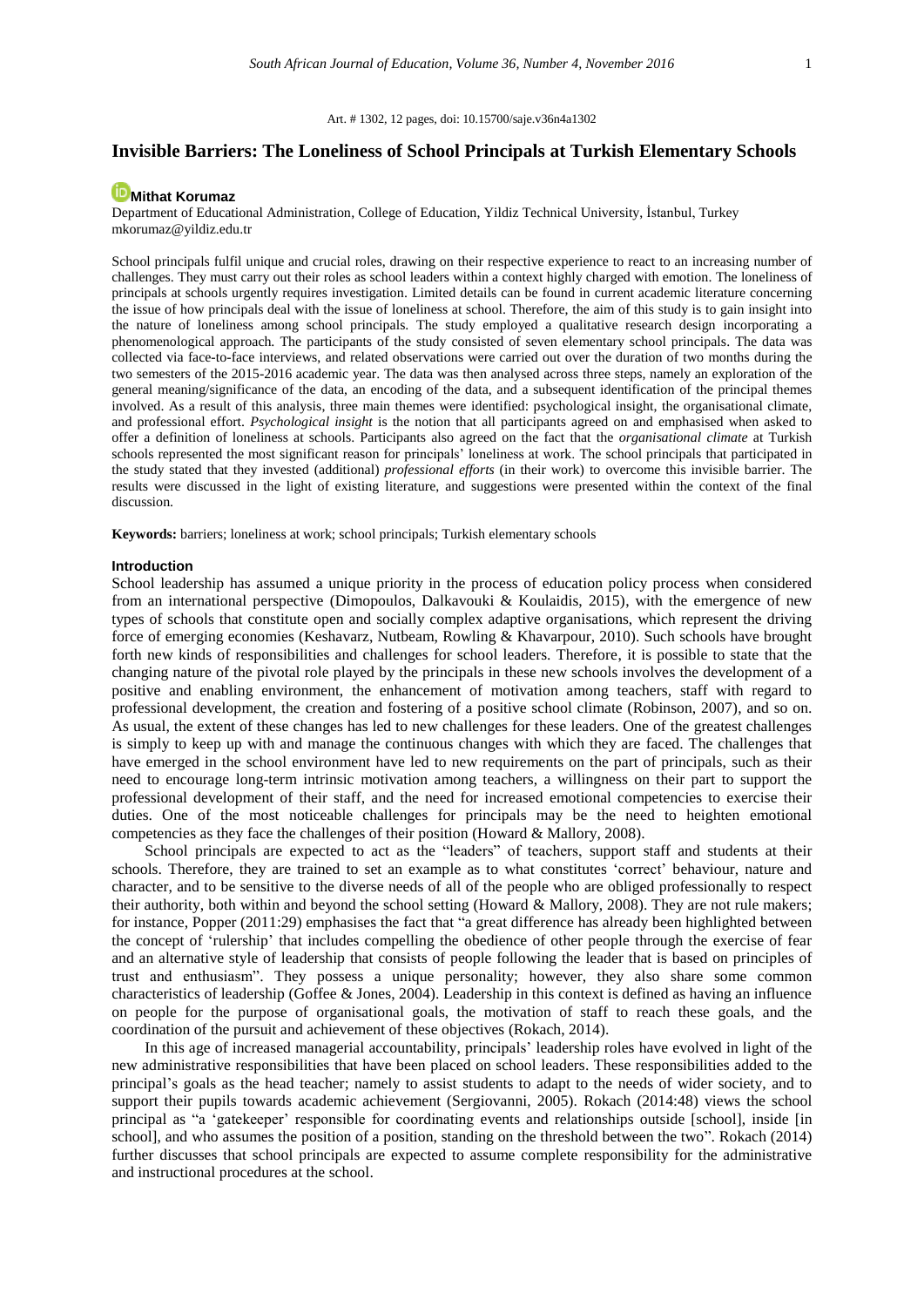Art. # 1302, 12 pages, doi: 10.15700/saje.v36n4a1302

# Invisible Barriers: The Loneliness of School Principals at Turkish Elementary Schools

**Mithat Korumaz**

Department of Educational Administration, College of Education, Yildiz Technical University, İstanbul, Turkey
mkorumaz@yildiz.edu.tr

School principals fulfil unique and crucial roles, drawing on their respective experience to react to an increasing number of challenges. They must carry out their roles as school leaders within a context highly charged with emotion. The loneliness of principals at schools urgently requires investigation. Limited details can be found in current academic literature concerning the issue of how principals deal with the issue of loneliness at school. Therefore, the aim of this study is to gain insight into the nature of loneliness among school principals. The study employed a qualitative research design incorporating a phenomenological approach. The participants of the study consisted of seven elementary school principals. The data was collected via face-to-face interviews, and related observations were carried out over the duration of two months during the two semesters of the 2015-2016 academic year. The data was then analysed across three steps, namely an exploration of the general meaning/significance of the data, an encoding of the data, and a subsequent identification of the principal themes involved. As a result of this analysis, three main themes were identified: psychological insight, the organisational climate, and professional effort. *Psychological insight* is the notion that all participants agreed on and emphasised when asked to offer a definition of loneliness at schools. Participants also agreed on the fact that the *organisational climate* at Turkish schools represented the most significant reason for principals' loneliness at work. The school principals that participated in the study stated that they invested (additional) *professional efforts* (in their work) to overcome this invisible barrier. The results were discussed in the light of existing literature, and suggestions were presented within the context of the final discussion.

**Keywords:** barriers; loneliness at work; school principals; Turkish elementary schools

## Introduction

School leadership has assumed a unique priority in the process of education policy process when considered from an international perspective (Dimopoulos, Dalkavouki & Koulaidis, 2015), with the emergence of new types of schools that constitute open and socially complex adaptive organisations, which represent the driving force of emerging economies (Keshavarz, Nutbeam, Rowling & Khavarpour, 2010). Such schools have brought forth new kinds of responsibilities and challenges for school leaders. Therefore, it is possible to state that the changing nature of the pivotal role played by the principals in these new schools involves the development of a positive and enabling environment, the enhancement of motivation among teachers, staff with regard to professional development, the creation and fostering of a positive school climate (Robinson, 2007), and so on. As usual, the extent of these changes has led to new challenges for these leaders. One of the greatest challenges is simply to keep up with and manage the continuous changes with which they are faced. The challenges that have emerged in the school environment have led to new requirements on the part of principals, such as their need to encourage long-term intrinsic motivation among teachers, a willingness on their part to support the professional development of their staff, and the need for increased emotional competencies to exercise their duties. One of the most noticeable challenges for principals may be the need to heighten emotional competencies as they face the challenges of their position (Howard & Mallory, 2008).

School principals are expected to act as the "leaders" of teachers, support staff and students at their schools. Therefore, they are trained to set an example as to what constitutes 'correct' behaviour, nature and character, and to be sensitive to the diverse needs of all of the people who are obliged professionally to respect their authority, both within and beyond the school setting (Howard & Mallory, 2008). They are not rule makers; for instance, Popper (2011:29) emphasises the fact that "a great difference has already been highlighted between the concept of 'rulership' that includes compelling the obedience of other people through the exercise of fear and an alternative style of leadership that consists of people following the leader that is based on principles of trust and enthusiasm". They possess a unique personality; however, they also share some common characteristics of leadership (Goffee & Jones, 2004). Leadership in this context is defined as having an influence on people for the purpose of organisational goals, the motivation of staff to reach these goals, and the coordination of the pursuit and achievement of these objectives (Rokach, 2014).

In this age of increased managerial accountability, principals' leadership roles have evolved in light of the new administrative responsibilities that have been placed on school leaders. These responsibilities added to the principal's goals as the head teacher; namely to assist students to adapt to the needs of wider society, and to support their pupils towards academic achievement (Sergiovanni, 2005). Rokach (2014:48) views the school principal as "a 'gatekeeper' responsible for coordinating events and relationships outside [school], inside [in school], and who assumes the position of a position, standing on the threshold between the two". Rokach (2014) further discusses that school principals are expected to assume complete responsibility for the administrative and instructional procedures at the school.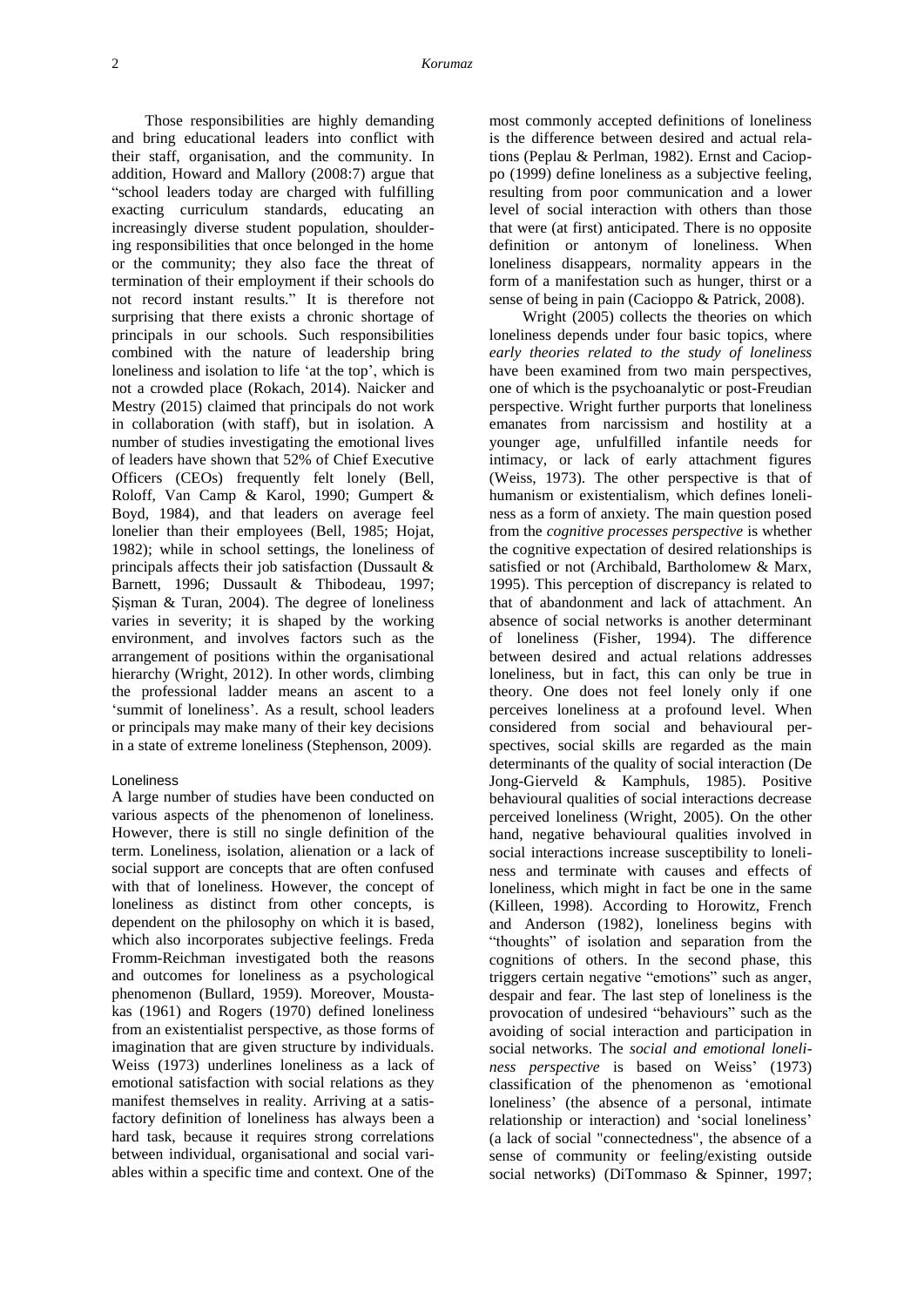Those responsibilities are highly demanding and bring educational leaders into conflict with their staff, organisation, and the community. In addition, Howard and Mallory (2008:7) argue that "school leaders today are charged with fulfilling exacting curriculum standards, educating an increasingly diverse student population, shouldering responsibilities that once belonged in the home or the community; they also face the threat of termination of their employment if their schools do not record instant results." It is therefore not surprising that there exists a chronic shortage of principals in our schools. Such responsibilities combined with the nature of leadership bring loneliness and isolation to life 'at the top', which is not a crowded place (Rokach, 2014). Naicker and Mestry (2015) claimed that principals do not work in collaboration (with staff), but in isolation. A number of studies investigating the emotional lives of leaders have shown that 52% of Chief Executive Officers (CEOs) frequently felt lonely (Bell, Roloff, Van Camp & Karol, 1990; Gumpert & Boyd, 1984), and that leaders on average feel lonelier than their employees (Bell, 1985; Hojat, 1982); while in school settings, the loneliness of principals affects their job satisfaction (Dussault & Barnett, 1996; Dussault & Thibodeau, 1997; Şişman & Turan, 2004). The degree of loneliness varies in severity; it is shaped by the working environment, and involves factors such as the arrangement of positions within the organisational hierarchy (Wright, 2012). In other words, climbing the professional ladder means an ascent to a 'summit of loneliness'. As a result, school leaders or principals may make many of their key decisions in a state of extreme loneliness (Stephenson, 2009).

### Loneliness

A large number of studies have been conducted on various aspects of the phenomenon of loneliness. However, there is still no single definition of the term. Loneliness, isolation, alienation or a lack of social support are concepts that are often confused with that of loneliness. However, the concept of loneliness as distinct from other concepts, is dependent on the philosophy on which it is based, which also incorporates subjective feelings. Freda Fromm-Reichman investigated both the reasons and outcomes for loneliness as a psychological phenomenon (Bullard, 1959). Moreover, Moustakas (1961) and Rogers (1970) defined loneliness from an existentialist perspective, as those forms of imagination that are given structure by individuals. Weiss (1973) underlines loneliness as a lack of emotional satisfaction with social relations as they manifest themselves in reality. Arriving at a satisfactory definition of loneliness has always been a hard task, because it requires strong correlations between individual, organisational and social variables within a specific time and context. One of the most commonly accepted definitions of loneliness is the difference between desired and actual relations (Peplau & Perlman, 1982). Ernst and Cacioppo (1999) define loneliness as a subjective feeling, resulting from poor communication and a lower level of social interaction with others than those that were (at first) anticipated. There is no opposite definition or antonym of loneliness. When loneliness disappears, normality appears in the form of a manifestation such as hunger, thirst or a sense of being in pain (Cacioppo & Patrick, 2008).

Wright (2005) collects the theories on which loneliness depends under four basic topics, where *early theories related to the study of loneliness* have been examined from two main perspectives, one of which is the psychoanalytic or post-Freudian perspective. Wright further purports that loneliness emanates from narcissism and hostility at a younger age, unfulfilled infantile needs for intimacy, or lack of early attachment figures (Weiss, 1973). The other perspective is that of humanism or existentialism, which defines loneliness as a form of anxiety. The main question posed from the *cognitive processes perspective* is whether the cognitive expectation of desired relationships is satisfied or not (Archibald, Bartholomew & Marx, 1995). This perception of discrepancy is related to that of abandonment and lack of attachment. An absence of social networks is another determinant of loneliness (Fisher, 1994). The difference between desired and actual relations addresses loneliness, but in fact, this can only be true in theory. One does not feel lonely only if one perceives loneliness at a profound level. When considered from social and behavioural perspectives, social skills are regarded as the main determinants of the quality of social interaction (De Jong-Gierveld & Kamphuls, 1985). Positive behavioural qualities of social interactions decrease perceived loneliness (Wright, 2005). On the other hand, negative behavioural qualities involved in social interactions increase susceptibility to loneliness and terminate with causes and effects of loneliness, which might in fact be one in the same (Killeen, 1998). According to Horowitz, French and Anderson (1982), loneliness begins with "thoughts" of isolation and separation from the cognitions of others. In the second phase, this triggers certain negative "emotions" such as anger, despair and fear. The last step of loneliness is the provocation of undesired "behaviours" such as the avoiding of social interaction and participation in social networks. The *social and emotional loneliness perspective* is based on Weiss' (1973) classification of the phenomenon as 'emotional loneliness' (the absence of a personal, intimate relationship or interaction) and 'social loneliness' (a lack of social "connectedness", the absence of a sense of community or feeling/existing outside social networks) (DiTommaso & Spinner, 1997;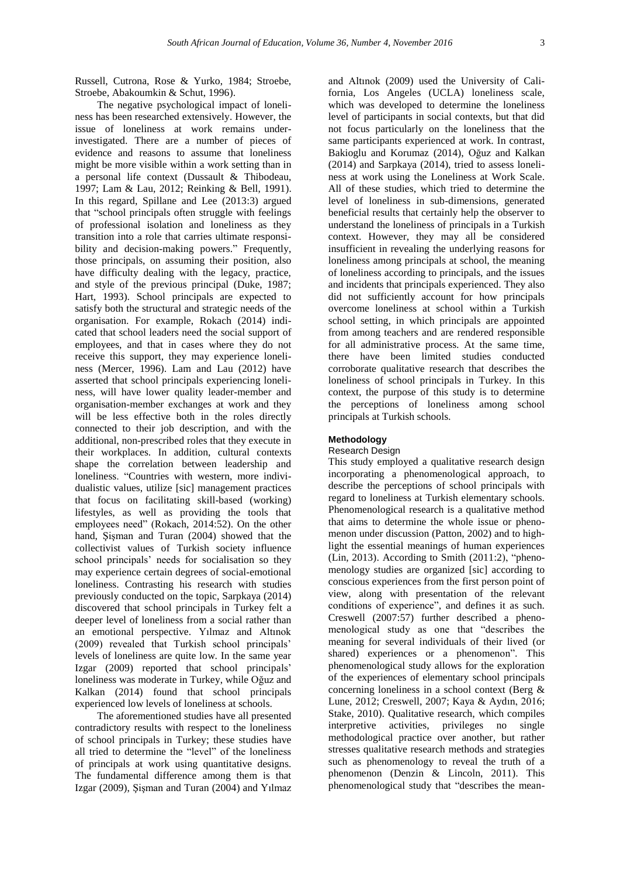Russell, Cutrona, Rose & Yurko, 1984; Stroebe, Stroebe, Abakoumkin & Schut, 1996).

The negative psychological impact of loneliness has been researched extensively. However, the issue of loneliness at work remains under-investigated. There are a number of pieces of evidence and reasons to assume that loneliness might be more visible within a work setting than in a personal life context (Dussault & Thibodeau, 1997; Lam & Lau, 2012; Reinking & Bell, 1991). In this regard, Spillane and Lee (2013:3) argued that "school principals often struggle with feelings of professional isolation and loneliness as they transition into a role that carries ultimate responsibility and decision-making powers." Frequently, those principals, on assuming their position, also have difficulty dealing with the legacy, practice, and style of the previous principal (Duke, 1987; Hart, 1993). School principals are expected to satisfy both the structural and strategic needs of the organisation. For example, Rokach (2014) indicated that school leaders need the social support of employees, and that in cases where they do not receive this support, they may experience loneliness (Mercer, 1996). Lam and Lau (2012) have asserted that school principals experiencing loneliness, will have lower quality leader-member and organisation-member exchanges at work and they will be less effective both in the roles directly connected to their job description, and with the additional, non-prescribed roles that they execute in their workplaces. In addition, cultural contexts shape the correlation between leadership and loneliness. "Countries with western, more individualistic values, utilize [sic] management practices that focus on facilitating skill-based (working) lifestyles, as well as providing the tools that employees need" (Rokach, 2014:52). On the other hand, Şişman and Turan (2004) showed that the collectivist values of Turkish society influence school principals' needs for socialisation so they may experience certain degrees of social-emotional loneliness. Contrasting his research with studies previously conducted on the topic, Sarpkaya (2014) discovered that school principals in Turkey felt a deeper level of loneliness from a social rather than an emotional perspective. Yılmaz and Altınok (2009) revealed that Turkish school principals' levels of loneliness are quite low. In the same year Izgar (2009) reported that school principals' loneliness was moderate in Turkey, while Oğuz and Kalkan (2014) found that school principals experienced low levels of loneliness at schools.

The aforementioned studies have all presented contradictory results with respect to the loneliness of school principals in Turkey; these studies have all tried to determine the "level" of the loneliness of principals at work using quantitative designs. The fundamental difference among them is that Izgar (2009), Şişman and Turan (2004) and Yılmaz and Altınok (2009) used the University of California, Los Angeles (UCLA) loneliness scale, which was developed to determine the loneliness level of participants in social contexts, but that did not focus particularly on the loneliness that the same participants experienced at work. In contrast, Bakioglu and Korumaz (2014), Oğuz and Kalkan (2014) and Sarpkaya (2014), tried to assess loneliness at work using the Loneliness at Work Scale. All of these studies, which tried to determine the level of loneliness in sub-dimensions, generated beneficial results that certainly help the observer to understand the loneliness of principals in a Turkish context. However, they may all be considered insufficient in revealing the underlying reasons for loneliness among principals at school, the meaning of loneliness according to principals, and the issues and incidents that principals experienced. They also did not sufficiently account for how principals overcome loneliness at school within a Turkish school setting, in which principals are appointed from among teachers and are rendered responsible for all administrative process. At the same time, there have been limited studies conducted corroborate qualitative research that describes the loneliness of school principals in Turkey. In this context, the purpose of this study is to determine the perceptions of loneliness among school principals at Turkish schools.

## Methodology

### Research Design

This study employed a qualitative research design incorporating a phenomenological approach, to describe the perceptions of school principals with regard to loneliness at Turkish elementary schools. Phenomenological research is a qualitative method that aims to determine the whole issue or phenomenon under discussion (Patton, 2002) and to highlight the essential meanings of human experiences (Lin, 2013). According to Smith (2011:2), "phenomenology studies are organized [sic] according to conscious experiences from the first person point of view, along with presentation of the relevant conditions of experience", and defines it as such. Creswell (2007:57) further described a phenomenological study as one that "describes the meaning for several individuals of their lived (or shared) experiences or a phenomenon". This phenomenological study allows for the exploration of the experiences of elementary school principals concerning loneliness in a school context (Berg & Lune, 2012; Creswell, 2007; Kaya & Aydın, 2016; Stake, 2010). Qualitative research, which compiles interpretive activities, privileges no single methodological practice over another, but rather stresses qualitative research methods and strategies such as phenomenology to reveal the truth of a phenomenon (Denzin & Lincoln, 2011). This phenomenological study that "describes the mean-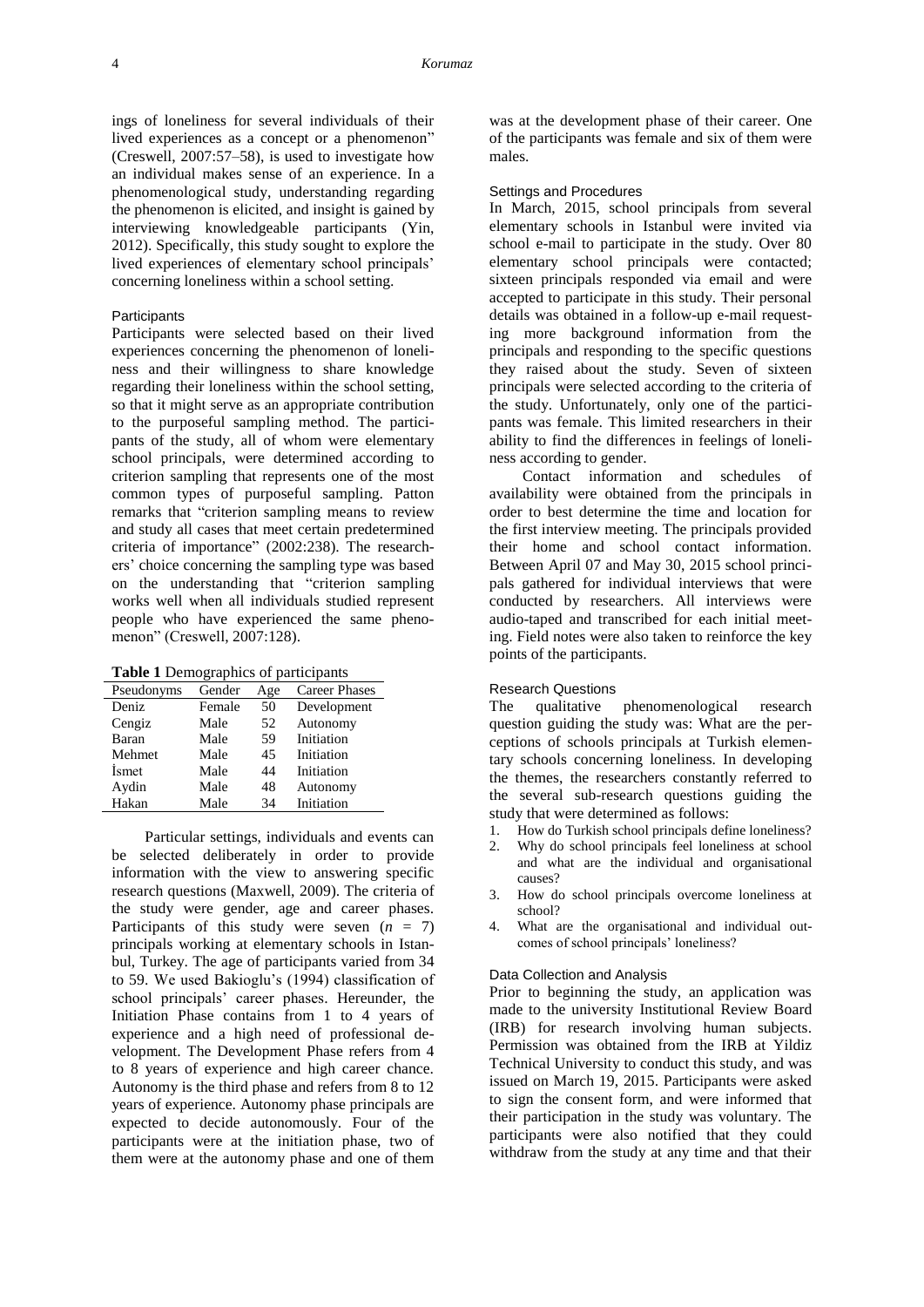ings of loneliness for several individuals of their lived experiences as a concept or a phenomenon" (Creswell, 2007:57–58), is used to investigate how an individual makes sense of an experience. In a phenomenological study, understanding regarding the phenomenon is elicited, and insight is gained by interviewing knowledgeable participants (Yin, 2012). Specifically, this study sought to explore the lived experiences of elementary school principals' concerning loneliness within a school setting.

### Participants

Participants were selected based on their lived experiences concerning the phenomenon of loneliness and their willingness to share knowledge regarding their loneliness within the school setting, so that it might serve as an appropriate contribution to the purposeful sampling method. The participants of the study, all of whom were elementary school principals, were determined according to criterion sampling that represents one of the most common types of purposeful sampling. Patton remarks that "criterion sampling means to review and study all cases that meet certain predetermined criteria of importance" (2002:238). The researchers' choice concerning the sampling type was based on the understanding that "criterion sampling works well when all individuals studied represent people who have experienced the same phenomenon" (Creswell, 2007:128).

**Table 1** Demographics of participants

| Pseudonyms | Gender | Age | Career Phases |
|---|---|---|---|
| Deniz | Female | 50 | Development |
| Cengiz | Male | 52 | Autonomy |
| Baran | Male | 59 | Initiation |
| Mehmet | Male | 45 | Initiation |
| İsmet | Male | 44 | Initiation |
| Aydin | Male | 48 | Autonomy |
| Hakan | Male | 34 | Initiation |

Particular settings, individuals and events can be selected deliberately in order to provide information with the view to answering specific research questions (Maxwell, 2009). The criteria of the study were gender, age and career phases. Participants of this study were seven ($n$ = 7) principals working at elementary schools in Istanbul, Turkey. The age of participants varied from 34 to 59. We used Bakioglu's (1994) classification of school principals' career phases. Hereunder, the Initiation Phase contains from 1 to 4 years of experience and a high need of professional development. The Development Phase refers from 4 to 8 years of experience and high career chance. Autonomy is the third phase and refers from 8 to 12 years of experience. Autonomy phase principals are expected to decide autonomously. Four of the participants were at the initiation phase, two of them were at the autonomy phase and one of them was at the development phase of their career. One of the participants was female and six of them were males.

### Settings and Procedures

In March, 2015, school principals from several elementary schools in Istanbul were invited via school e-mail to participate in the study. Over 80 elementary school principals were contacted; sixteen principals responded via email and were accepted to participate in this study. Their personal details was obtained in a follow-up e-mail requesting more background information from the principals and responding to the specific questions they raised about the study. Seven of sixteen principals were selected according to the criteria of the study. Unfortunately, only one of the participants was female. This limited researchers in their ability to find the differences in feelings of loneliness according to gender.

Contact information and schedules of availability were obtained from the principals in order to best determine the time and location for the first interview meeting. The principals provided their home and school contact information. Between April 07 and May 30, 2015 school principals gathered for individual interviews that were conducted by researchers. All interviews were audio-taped and transcribed for each initial meeting. Field notes were also taken to reinforce the key points of the participants.

### Research Questions

The qualitative phenomenological research question guiding the study was: What are the perceptions of schools principals at Turkish elementary schools concerning loneliness. In developing the themes, the researchers constantly referred to the several sub-research questions guiding the study that were determined as follows:

1. How do Turkish school principals define loneliness?
2. Why do school principals feel loneliness at school and what are the individual and organisational causes?
3. How do school principals overcome loneliness at school?
4. What are the organisational and individual outcomes of school principals' loneliness?

### Data Collection and Analysis

Prior to beginning the study, an application was made to the university Institutional Review Board (IRB) for research involving human subjects. Permission was obtained from the IRB at Yildiz Technical University to conduct this study, and was issued on March 19, 2015. Participants were asked to sign the consent form, and were informed that their participation in the study was voluntary. The participants were also notified that they could withdraw from the study at any time and that their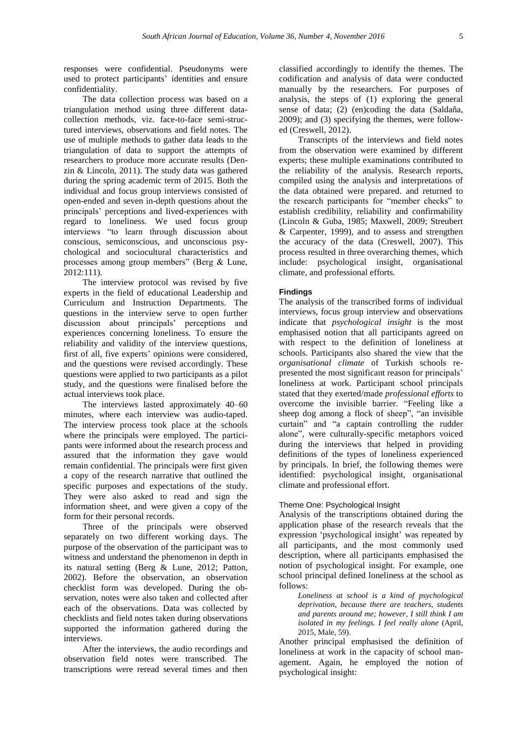responses were confidential. Pseudonyms were used to protect participants' identities and ensure confidentiality.

The data collection process was based on a triangulation method using three different data-collection methods, viz. face-to-face semi-structured interviews, observations and field notes. The use of multiple methods to gather data leads to the triangulation of data to support the attempts of researchers to produce more accurate results (Denzin & Lincoln, 2011). The study data was gathered during the spring academic term of 2015. Both the individual and focus group interviews consisted of open-ended and seven in-depth questions about the principals' perceptions and lived-experiences with regard to loneliness. We used focus group interviews "to learn through discussion about conscious, semiconscious, and unconscious psychological and sociocultural characteristics and processes among group members" (Berg & Lune, 2012:111).

The interview protocol was revised by five experts in the field of educational Leadership and Curriculum and Instruction Departments. The questions in the interview serve to open further discussion about principals' perceptions and experiences concerning loneliness. To ensure the reliability and validity of the interview questions, first of all, five experts' opinions were considered, and the questions were revised accordingly. These questions were applied to two participants as a pilot study, and the questions were finalised before the actual interviews took place.

The interviews lasted approximately 40–60 minutes, where each interview was audio-taped. The interview process took place at the schools where the principals were employed. The participants were informed about the research process and assured that the information they gave would remain confidential. The principals were first given a copy of the research narrative that outlined the specific purposes and expectations of the study. They were also asked to read and sign the information sheet, and were given a copy of the form for their personal records.

Three of the principals were observed separately on two different working days. The purpose of the observation of the participant was to witness and understand the phenomenon in depth in its natural setting (Berg & Lune, 2012; Patton, 2002). Before the observation, an observation checklist form was developed. During the observation, notes were also taken and collected after each of the observations. Data was collected by checklists and field notes taken during observations supported the information gathered during the interviews.

After the interviews, the audio recordings and observation field notes were transcribed. The transcriptions were reread several times and then classified accordingly to identify the themes. The codification and analysis of data were conducted manually by the researchers. For purposes of analysis, the steps of (1) exploring the general sense of data; (2) (en)coding the data (Saldaña, 2009); and (3) specifying the themes, were followed (Creswell, 2012).

Transcripts of the interviews and field notes from the observation were examined by different experts; these multiple examinations contributed to the reliability of the analysis. Research reports, compiled using the analysis and interpretations of the data obtained were prepared. and returned to the research participants for "member checks" to establish credibility, reliability and confirmability (Lincoln & Guba, 1985; Maxwell, 2009; Streubert & Carpenter, 1999), and to assess and strengthen the accuracy of the data (Creswell, 2007). This process resulted in three overarching themes, which include: psychological insight, organisational climate, and professional efforts.

## Findings

The analysis of the transcribed forms of individual interviews, focus group interview and observations indicate that *psychological insight* is the most emphasised notion that all participants agreed on with respect to the definition of loneliness at schools. Participants also shared the view that the *organisational climate* of Turkish schools represented the most significant reason for principals' loneliness at work. Participant school principals stated that they exerted/made *professional efforts* to overcome the invisible barrier. "Feeling like a sheep dog among a flock of sheep", "an invisible curtain" and "a captain controlling the rudder alone", were culturally-specific metaphors voiced during the interviews that helped in providing definitions of the types of loneliness experienced by principals. In brief, the following themes were identified: psychological insight, organisational climate and professional effort.

### Theme One: Psychological Insight

Analysis of the transcriptions obtained during the application phase of the research reveals that the expression 'psychological insight' was repeated by all participants, and the most commonly used description, where all participants emphasised the notion of psychological insight. For example, one school principal defined loneliness at the school as follows:

> *Loneliness at school is a kind of psychological deprivation, because there are teachers, students and parents around me; however, I still think I am isolated in my feelings. I feel really alone* (April, 2015, Male, 59).

Another principal emphasised the definition of loneliness at work in the capacity of school management. Again, he employed the notion of psychological insight: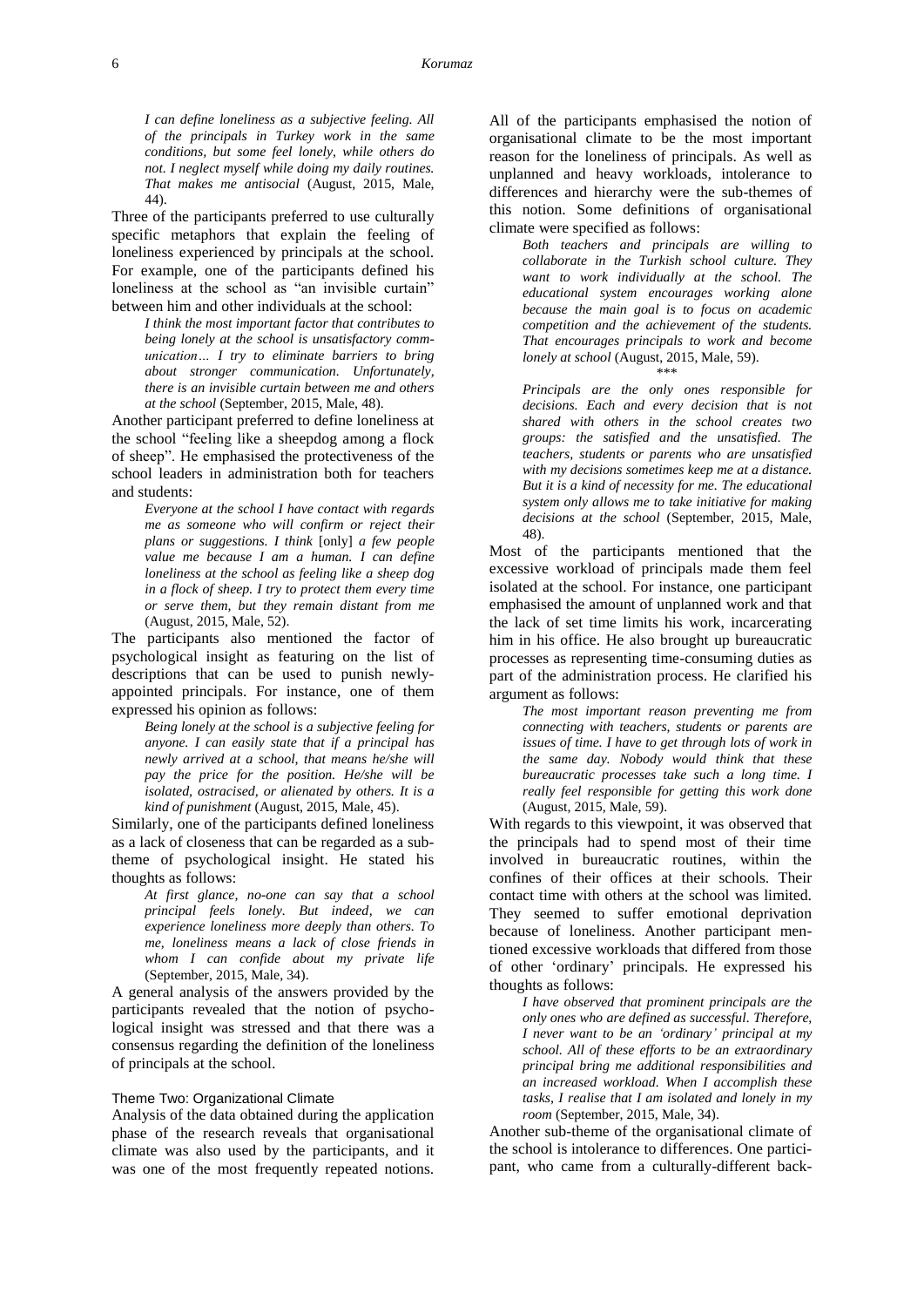*I can define loneliness as a subjective feeling. All of the principals in Turkey work in the same conditions, but some feel lonely, while others do not. I neglect myself while doing my daily routines. That makes me antisocial* (August, 2015, Male, 44).

Three of the participants preferred to use culturally specific metaphors that explain the feeling of loneliness experienced by principals at the school. For example, one of the participants defined his loneliness at the school as "an invisible curtain" between him and other individuals at the school:

> *I think the most important factor that contributes to being lonely at the school is unsatisfactory communication… I try to eliminate barriers to bring about stronger communication. Unfortunately, there is an invisible curtain between me and others at the school* (September, 2015, Male, 48).

Another participant preferred to define loneliness at the school "feeling like a sheepdog among a flock of sheep". He emphasised the protectiveness of the school leaders in administration both for teachers and students:

> *Everyone at the school I have contact with regards me as someone who will confirm or reject their plans or suggestions. I think* [only] *a few people value me because I am a human. I can define loneliness at the school as feeling like a sheep dog in a flock of sheep. I try to protect them every time or serve them, but they remain distant from me* (August, 2015, Male, 52).

The participants also mentioned the factor of psychological insight as featuring on the list of descriptions that can be used to punish newly-appointed principals. For instance, one of them expressed his opinion as follows:

> *Being lonely at the school is a subjective feeling for anyone. I can easily state that if a principal has newly arrived at a school, that means he/she will pay the price for the position. He/she will be isolated, ostracised, or alienated by others. It is a kind of punishment* (August, 2015, Male, 45).

Similarly, one of the participants defined loneliness as a lack of closeness that can be regarded as a sub-theme of psychological insight. He stated his thoughts as follows:

> *At first glance, no-one can say that a school principal feels lonely. But indeed, we can experience loneliness more deeply than others. To me, loneliness means a lack of close friends in whom I can confide about my private life* (September, 2015, Male, 34).

A general analysis of the answers provided by the participants revealed that the notion of psychological insight was stressed and that there was a consensus regarding the definition of the loneliness of principals at the school.

### Theme Two: Organizational Climate

Analysis of the data obtained during the application phase of the research reveals that organisational climate was also used by the participants, and it was one of the most frequently repeated notions. All of the participants emphasised the notion of organisational climate to be the most important reason for the loneliness of principals. As well as unplanned and heavy workloads, intolerance to differences and hierarchy were the sub-themes of this notion. Some definitions of organisational climate were specified as follows:

> *Both teachers and principals are willing to collaborate in the Turkish school culture. They want to work individually at the school. The educational system encourages working alone because the main goal is to focus on academic competition and the achievement of the students. That encourages principals to work and become lonely at school* (August, 2015, Male, 59).
>
> \*\*\*
>
> *Principals are the only ones responsible for decisions. Each and every decision that is not shared with others in the school creates two groups: the satisfied and the unsatisfied. The teachers, students or parents who are unsatisfied with my decisions sometimes keep me at a distance. But it is a kind of necessity for me. The educational system only allows me to take initiative for making decisions at the school* (September, 2015, Male, 48).

Most of the participants mentioned that the excessive workload of principals made them feel isolated at the school. For instance, one participant emphasised the amount of unplanned work and that the lack of set time limits his work, incarcerating him in his office. He also brought up bureaucratic processes as representing time-consuming duties as part of the administration process. He clarified his argument as follows:

> *The most important reason preventing me from connecting with teachers, students or parents are issues of time. I have to get through lots of work in the same day. Nobody would think that these bureaucratic processes take such a long time. I really feel responsible for getting this work done* (August, 2015, Male, 59).

With regards to this viewpoint, it was observed that the principals had to spend most of their time involved in bureaucratic routines, within the confines of their offices at their schools. Their contact time with others at the school was limited. They seemed to suffer emotional deprivation because of loneliness. Another participant mentioned excessive workloads that differed from those of other 'ordinary' principals. He expressed his thoughts as follows:

> *I have observed that prominent principals are the only ones who are defined as successful. Therefore, I never want to be an 'ordinary' principal at my school. All of these efforts to be an extraordinary principal bring me additional responsibilities and an increased workload. When I accomplish these tasks, I realise that I am isolated and lonely in my room* (September, 2015, Male, 34).

Another sub-theme of the organisational climate of the school is intolerance to differences. One participant, who came from a culturally-different back-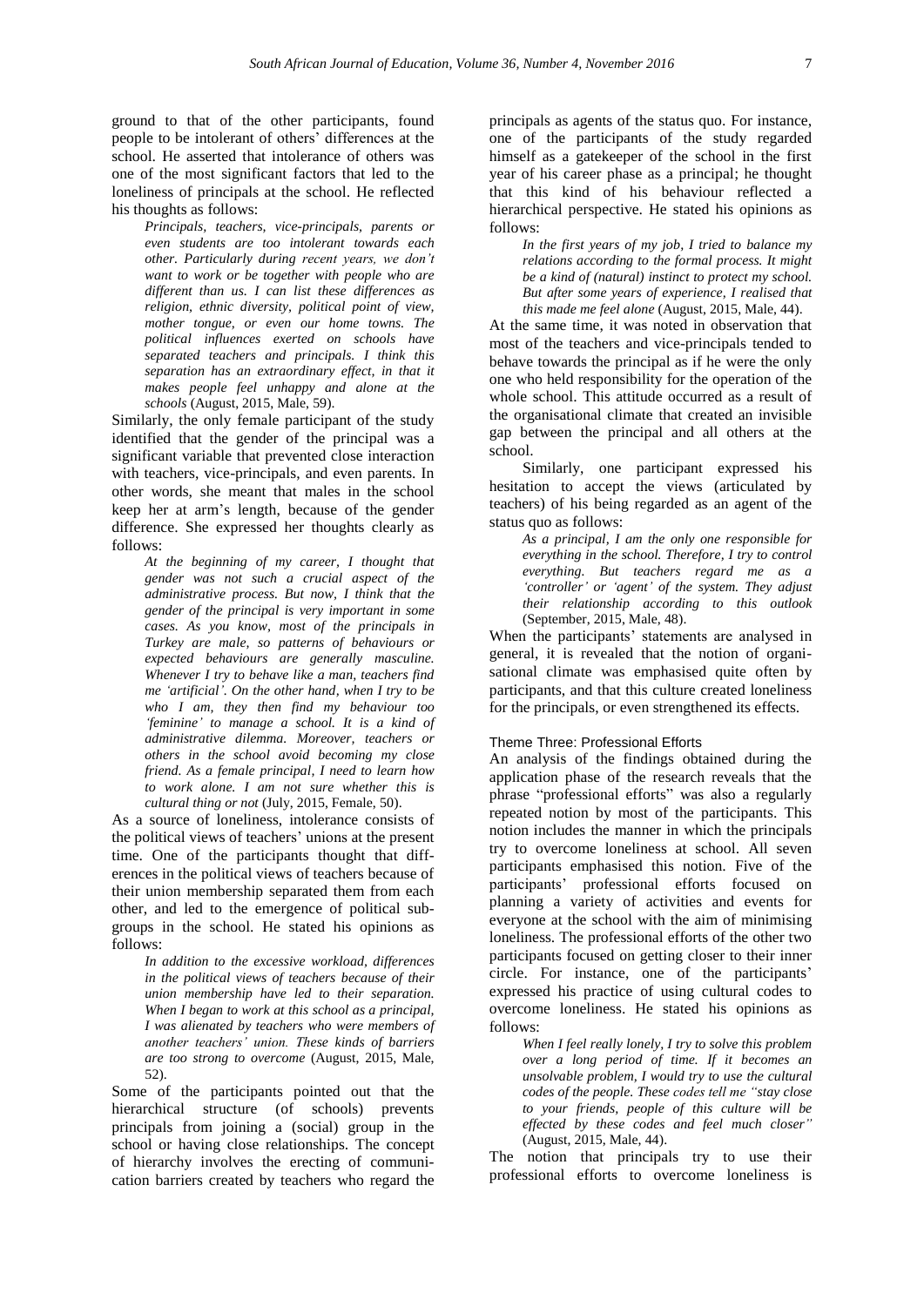ground to that of the other participants, found people to be intolerant of others' differences at the school. He asserted that intolerance of others was one of the most significant factors that led to the loneliness of principals at the school. He reflected his thoughts as follows:

> *Principals, teachers, vice-principals, parents or even students are too intolerant towards each other. Particularly during recent years, we don't want to work or be together with people who are different than us. I can list these differences as religion, ethnic diversity, political point of view, mother tongue, or even our home towns. The political influences exerted on schools have separated teachers and principals. I think this separation has an extraordinary effect, in that it makes people feel unhappy and alone at the schools* (August, 2015, Male, 59).

Similarly, the only female participant of the study identified that the gender of the principal was a significant variable that prevented close interaction with teachers, vice-principals, and even parents. In other words, she meant that males in the school keep her at arm's length, because of the gender difference. She expressed her thoughts clearly as follows:

> *At the beginning of my career, I thought that gender was not such a crucial aspect of the administrative process. But now, I think that the gender of the principal is very important in some cases. As you know, most of the principals in Turkey are male, so patterns of behaviours or expected behaviours are generally masculine. Whenever I try to behave like a man, teachers find me 'artificial'. On the other hand, when I try to be who I am, they then find my behaviour too 'feminine' to manage a school. It is a kind of administrative dilemma. Moreover, teachers or others in the school avoid becoming my close friend. As a female principal, I need to learn how to work alone. I am not sure whether this is cultural thing or not* (July, 2015, Female, 50).

As a source of loneliness, intolerance consists of the political views of teachers' unions at the present time. One of the participants thought that differences in the political views of teachers because of their union membership separated them from each other, and led to the emergence of political subgroups in the school. He stated his opinions as follows:

> *In addition to the excessive workload, differences in the political views of teachers because of their union membership have led to their separation. When I began to work at this school as a principal, I was alienated by teachers who were members of another teachers' union. These kinds of barriers are too strong to overcome* (August, 2015, Male, 52).

Some of the participants pointed out that the hierarchical structure (of schools) prevents principals from joining a (social) group in the school or having close relationships. The concept of hierarchy involves the erecting of communication barriers created by teachers who regard the principals as agents of the status quo. For instance, one of the participants of the study regarded himself as a gatekeeper of the school in the first year of his career phase as a principal; he thought that this kind of his behaviour reflected a hierarchical perspective. He stated his opinions as follows:

> *In the first years of my job, I tried to balance my relations according to the formal process. It might be a kind of (natural) instinct to protect my school. But after some years of experience, I realised that this made me feel alone* (August, 2015, Male, 44).

At the same time, it was noted in observation that most of the teachers and vice-principals tended to behave towards the principal as if he were the only one who held responsibility for the operation of the whole school. This attitude occurred as a result of the organisational climate that created an invisible gap between the principal and all others at the school.

Similarly, one participant expressed his hesitation to accept the views (articulated by teachers) of his being regarded as an agent of the status quo as follows:

> *As a principal, I am the only one responsible for everything in the school. Therefore, I try to control everything. But teachers regard me as a 'controller' or 'agent' of the system. They adjust their relationship according to this outlook* (September, 2015, Male, 48).

When the participants' statements are analysed in general, it is revealed that the notion of organisational climate was emphasised quite often by participants, and that this culture created loneliness for the principals, or even strengthened its effects.

### Theme Three: Professional Efforts

An analysis of the findings obtained during the application phase of the research reveals that the phrase "professional efforts" was also a regularly repeated notion by most of the participants. This notion includes the manner in which the principals try to overcome loneliness at school. All seven participants emphasised this notion. Five of the participants' professional efforts focused on planning a variety of activities and events for everyone at the school with the aim of minimising loneliness. The professional efforts of the other two participants focused on getting closer to their inner circle. For instance, one of the participants' expressed his practice of using cultural codes to overcome loneliness. He stated his opinions as follows:

> *When I feel really lonely, I try to solve this problem over a long period of time. If it becomes an unsolvable problem, I would try to use the cultural codes of the people. These codes tell me "stay close to your friends, people of this culture will be effected by these codes and feel much closer"* (August, 2015, Male, 44).

The notion that principals try to use their professional efforts to overcome loneliness is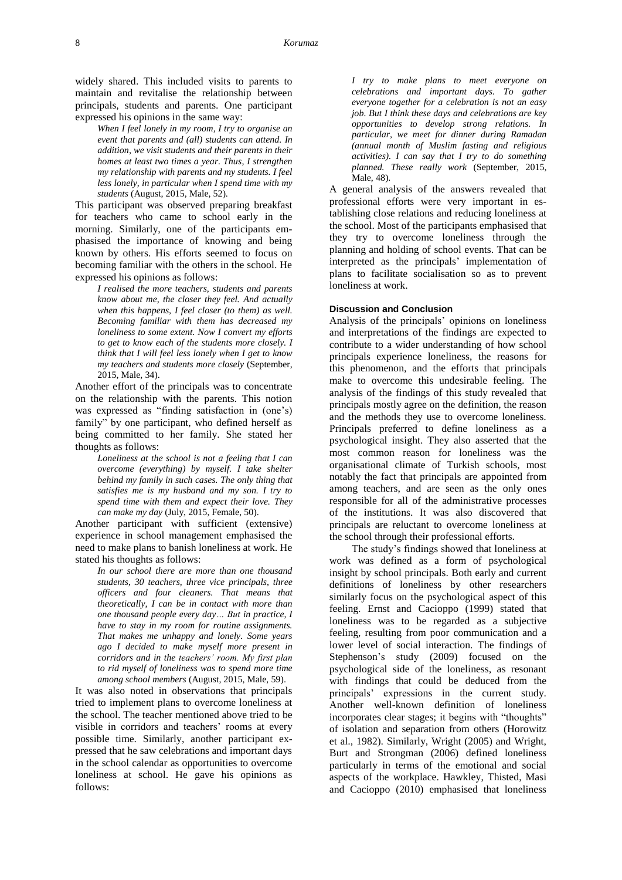widely shared. This included visits to parents to maintain and revitalise the relationship between principals, students and parents. One participant expressed his opinions in the same way:

> *When I feel lonely in my room, I try to organise an event that parents and (all) students can attend. In addition, we visit students and their parents in their homes at least two times a year. Thus, I strengthen my relationship with parents and my students. I feel less lonely, in particular when I spend time with my students* (August, 2015, Male, 52).

This participant was observed preparing breakfast for teachers who came to school early in the morning. Similarly, one of the participants emphasised the importance of knowing and being known by others. His efforts seemed to focus on becoming familiar with the others in the school. He expressed his opinions as follows:

> *I realised the more teachers, students and parents know about me, the closer they feel. And actually when this happens, I feel closer (to them) as well. Becoming familiar with them has decreased my loneliness to some extent. Now I convert my efforts to get to know each of the students more closely. I think that I will feel less lonely when I get to know my teachers and students more closely* (September, 2015, Male, 34).

Another effort of the principals was to concentrate on the relationship with the parents. This notion was expressed as "finding satisfaction in (one's) family" by one participant, who defined herself as being committed to her family. She stated her thoughts as follows:

> *Loneliness at the school is not a feeling that I can overcome (everything) by myself. I take shelter behind my family in such cases. The only thing that satisfies me is my husband and my son. I try to spend time with them and expect their love. They can make my day* (July, 2015, Female, 50).

Another participant with sufficient (extensive) experience in school management emphasised the need to make plans to banish loneliness at work. He stated his thoughts as follows:

> *In our school there are more than one thousand students, 30 teachers, three vice principals, three officers and four cleaners. That means that theoretically, I can be in contact with more than one thousand people every day… But in practice, I have to stay in my room for routine assignments. That makes me unhappy and lonely. Some years ago I decided to make myself more present in corridors and in the teachers' room. My first plan to rid myself of loneliness was to spend more time among school members* (August, 2015, Male, 59).

It was also noted in observations that principals tried to implement plans to overcome loneliness at the school. The teacher mentioned above tried to be visible in corridors and teachers' rooms at every possible time. Similarly, another participant expressed that he saw celebrations and important days in the school calendar as opportunities to overcome loneliness at school. He gave his opinions as follows:

> *I try to make plans to meet everyone on celebrations and important days. To gather everyone together for a celebration is not an easy job. But I think these days and celebrations are key opportunities to develop strong relations. In particular, we meet for dinner during Ramadan (annual month of Muslim fasting and religious activities). I can say that I try to do something planned. These really work* (September, 2015, Male, 48).

A general analysis of the answers revealed that professional efforts were very important in establishing close relations and reducing loneliness at the school. Most of the participants emphasised that they try to overcome loneliness through the planning and holding of school events. That can be interpreted as the principals' implementation of plans to facilitate socialisation so as to prevent loneliness at work.

## Discussion and Conclusion

Analysis of the principals' opinions on loneliness and interpretations of the findings are expected to contribute to a wider understanding of how school principals experience loneliness, the reasons for this phenomenon, and the efforts that principals make to overcome this undesirable feeling. The analysis of the findings of this study revealed that principals mostly agree on the definition, the reason and the methods they use to overcome loneliness. Principals preferred to define loneliness as a psychological insight. They also asserted that the most common reason for loneliness was the organisational climate of Turkish schools, most notably the fact that principals are appointed from among teachers, and are seen as the only ones responsible for all of the administrative processes of the institutions. It was also discovered that principals are reluctant to overcome loneliness at the school through their professional efforts.

The study's findings showed that loneliness at work was defined as a form of psychological insight by school principals. Both early and current definitions of loneliness by other researchers similarly focus on the psychological aspect of this feeling. Ernst and Cacioppo (1999) stated that loneliness was to be regarded as a subjective feeling, resulting from poor communication and a lower level of social interaction. The findings of Stephenson's study (2009) focused on the psychological side of the loneliness, as resonant with findings that could be deduced from the principals' expressions in the current study. Another well-known definition of loneliness incorporates clear stages; it begins with "thoughts" of isolation and separation from others (Horowitz et al., 1982). Similarly, Wright (2005) and Wright, Burt and Strongman (2006) defined loneliness particularly in terms of the emotional and social aspects of the workplace. Hawkley, Thisted, Masi and Cacioppo (2010) emphasised that loneliness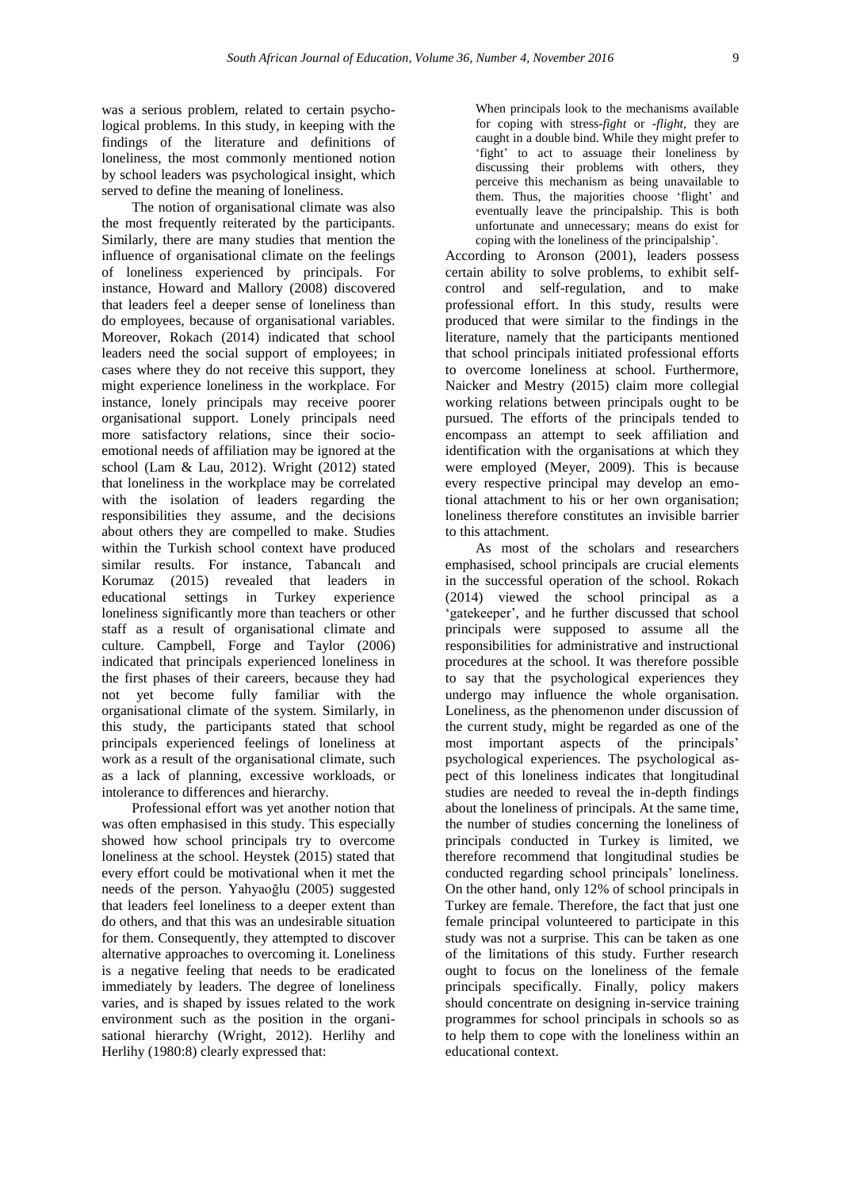was a serious problem, related to certain psychological problems. In this study, in keeping with the findings of the literature and definitions of loneliness, the most commonly mentioned notion by school leaders was psychological insight, which served to define the meaning of loneliness.

The notion of organisational climate was also the most frequently reiterated by the participants. Similarly, there are many studies that mention the influence of organisational climate on the feelings of loneliness experienced by principals. For instance, Howard and Mallory (2008) discovered that leaders feel a deeper sense of loneliness than do employees, because of organisational variables. Moreover, Rokach (2014) indicated that school leaders need the social support of employees; in cases where they do not receive this support, they might experience loneliness in the workplace. For instance, lonely principals may receive poorer organisational support. Lonely principals need more satisfactory relations, since their socio-emotional needs of affiliation may be ignored at the school (Lam & Lau, 2012). Wright (2012) stated that loneliness in the workplace may be correlated with the isolation of leaders regarding the responsibilities they assume, and the decisions about others they are compelled to make. Studies within the Turkish school context have produced similar results. For instance, Tabancalı and Korumaz (2015) revealed that leaders in educational settings in Turkey experience loneliness significantly more than teachers or other staff as a result of organisational climate and culture. Campbell, Forge and Taylor (2006) indicated that principals experienced loneliness in the first phases of their careers, because they had not yet become fully familiar with the organisational climate of the system. Similarly, in this study, the participants stated that school principals experienced feelings of loneliness at work as a result of the organisational climate, such as a lack of planning, excessive workloads, or intolerance to differences and hierarchy.

Professional effort was yet another notion that was often emphasised in this study. This especially showed how school principals try to overcome loneliness at the school. Heystek (2015) stated that every effort could be motivational when it met the needs of the person. Yahyaoğlu (2005) suggested that leaders feel loneliness to a deeper extent than do others, and that this was an undesirable situation for them. Consequently, they attempted to discover alternative approaches to overcoming it. Loneliness is a negative feeling that needs to be eradicated immediately by leaders. The degree of loneliness varies, and is shaped by issues related to the work environment such as the position in the organisational hierarchy (Wright, 2012). Herlihy and Herlihy (1980:8) clearly expressed that:

> When principals look to the mechanisms available for coping with stress-*fight* or -*flight*, they are caught in a double bind. While they might prefer to 'fight' to act to assuage their loneliness by discussing their problems with others, they perceive this mechanism as being unavailable to them. Thus, the majorities choose 'flight' and eventually leave the principalship. This is both unfortunate and unnecessary; means do exist for coping with the loneliness of the principalship'.

According to Aronson (2001), leaders possess certain ability to solve problems, to exhibit self-control and self-regulation, and to make professional effort. In this study, results were produced that were similar to the findings in the literature, namely that the participants mentioned that school principals initiated professional efforts to overcome loneliness at school. Furthermore, Naicker and Mestry (2015) claim more collegial working relations between principals ought to be pursued. The efforts of the principals tended to encompass an attempt to seek affiliation and identification with the organisations at which they were employed (Meyer, 2009). This is because every respective principal may develop an emotional attachment to his or her own organisation; loneliness therefore constitutes an invisible barrier to this attachment.

As most of the scholars and researchers emphasised, school principals are crucial elements in the successful operation of the school. Rokach (2014) viewed the school principal as a 'gatekeeper', and he further discussed that school principals were supposed to assume all the responsibilities for administrative and instructional procedures at the school. It was therefore possible to say that the psychological experiences they undergo may influence the whole organisation. Loneliness, as the phenomenon under discussion of the current study, might be regarded as one of the most important aspects of the principals' psychological experiences. The psychological aspect of this loneliness indicates that longitudinal studies are needed to reveal the in-depth findings about the loneliness of principals. At the same time, the number of studies concerning the loneliness of principals conducted in Turkey is limited, we therefore recommend that longitudinal studies be conducted regarding school principals' loneliness. On the other hand, only 12% of school principals in Turkey are female. Therefore, the fact that just one female principal volunteered to participate in this study was not a surprise. This can be taken as one of the limitations of this study. Further research ought to focus on the loneliness of the female principals specifically. Finally, policy makers should concentrate on designing in-service training programmes for school principals in schools so as to help them to cope with the loneliness within an educational context.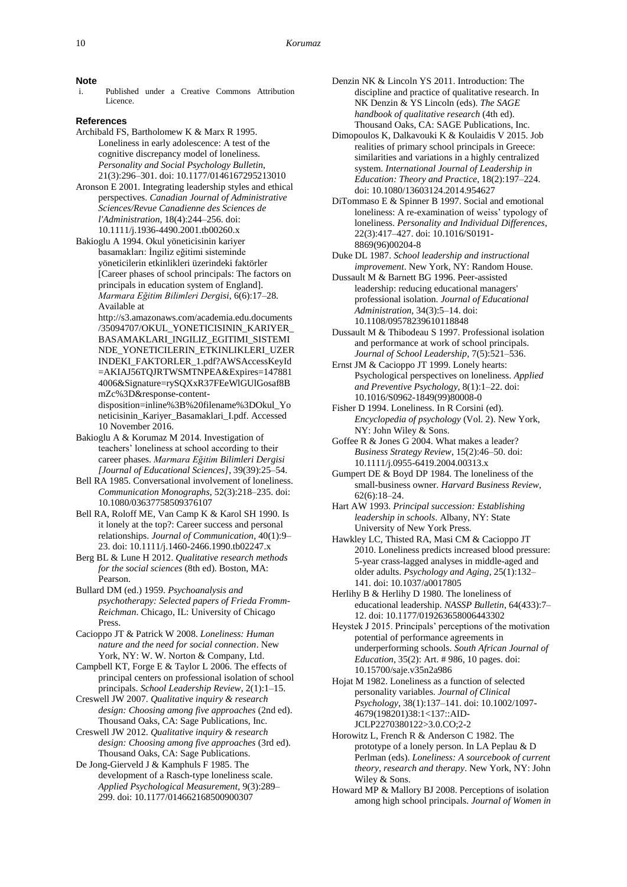## Note

i. Published under a Creative Commons Attribution Licence.

## References

Archibald FS, Bartholomew K & Marx R 1995. Loneliness in early adolescence: A test of the cognitive discrepancy model of loneliness. *Personality and Social Psychology Bulletin*, 21(3):296–301. doi: 10.1177/0146167295213010

Aronson E 2001. Integrating leadership styles and ethical perspectives. *Canadian Journal of Administrative Sciences/Revue Canadienne des Sciences de l'Administration*, 18(4):244–256. doi: 10.1111/j.1936-4490.2001.tb00260.x

Bakioglu A 1994. Okul yöneticisinin kariyer basamakları: İngiliz eğitimi sisteminde yöneticilerin etkinlikleri üzerindeki faktörler [Career phases of school principals: The factors on principals in education system of England]. *Marmara Eğitim Bilimleri Dergisi*, 6(6):17–28. Available at http://s3.amazonaws.com/academia.edu.documents/35094707/OKUL_YONETICISININ_KARIYER_BASAMAKLARI_INGILIZ_EGITIMI_SISTEMINDE_YONETICILERIN_ETKINLIKLERI_UZERINDEKI_FAKTORLER_1.pdf?AWSAccessKeyId=AKIAJ56TQJRTWSMTNPEA&Expires=1478814006&Signature=rySQXxR37FEeWlGUlGosaf8BmZc%3D&response-content-disposition=inline%3B%20filename%3DOkul_Yoneticisinin_Kariyer_Basamaklari_I.pdf. Accessed 10 November 2016.

Bakioglu A & Korumaz M 2014. Investigation of teachers' loneliness at school according to their career phases. *Marmara Eğitim Bilimleri Dergisi [Journal of Educational Sciences]*, 39(39):25–54.

Bell RA 1985. Conversational involvement of loneliness. *Communication Monographs*, 52(3):218–235. doi: 10.1080/03637758509376107

Bell RA, Roloff ME, Van Camp K & Karol SH 1990. Is it lonely at the top?: Career success and personal relationships. *Journal of Communication*, 40(1):9–23. doi: 10.1111/j.1460-2466.1990.tb02247.x

Berg BL & Lune H 2012. *Qualitative research methods for the social sciences* (8th ed). Boston, MA: Pearson.

Bullard DM (ed.) 1959. *Psychoanalysis and psychotherapy: Selected papers of Frieda Fromm-Reichman*. Chicago, IL: University of Chicago Press.

Cacioppo JT & Patrick W 2008. *Loneliness: Human nature and the need for social connection*. New York, NY: W. W. Norton & Company, Ltd.

Campbell KT, Forge E & Taylor L 2006. The effects of principal centers on professional isolation of school principals. *School Leadership Review*, 2(1):1–15.

Creswell JW 2007. *Qualitative inquiry & research design: Choosing among five approaches* (2nd ed). Thousand Oaks, CA: Sage Publications, Inc.

Creswell JW 2012. *Qualitative inquiry & research design: Choosing among five approaches* (3rd ed). Thousand Oaks, CA: Sage Publications.

De Jong-Gierveld J & Kamphuls F 1985. The development of a Rasch-type loneliness scale. *Applied Psychological Measurement*, 9(3):289–299. doi: 10.1177/014662168500900307

Denzin NK & Lincoln YS 2011. Introduction: The discipline and practice of qualitative research. In NK Denzin & YS Lincoln (eds). *The SAGE handbook of qualitative research* (4th ed). Thousand Oaks, CA: SAGE Publications, Inc.

Dimopoulos K, Dalkavouki K & Koulaidis V 2015. Job realities of primary school principals in Greece: similarities and variations in a highly centralized system. *International Journal of Leadership in Education: Theory and Practice*, 18(2):197–224. doi: 10.1080/13603124.2014.954627

DiTommaso E & Spinner B 1997. Social and emotional loneliness: A re-examination of weiss' typology of loneliness. *Personality and Individual Differences*, 22(3):417–427. doi: 10.1016/S0191-8869(96)00204-8

Duke DL 1987. *School leadership and instructional improvement*. New York, NY: Random House.

Dussault M & Barnett BG 1996. Peer-assisted leadership: reducing educational managers' professional isolation. *Journal of Educational Administration*, 34(3):5–14. doi: 10.1108/09578239610118848

Dussault M & Thibodeau S 1997. Professional isolation and performance at work of school principals. *Journal of School Leadership*, 7(5):521–536.

Ernst JM & Cacioppo JT 1999. Lonely hearts: Psychological perspectives on loneliness. *Applied and Preventive Psychology*, 8(1):1–22. doi: 10.1016/S0962-1849(99)80008-0

Fisher D 1994. Loneliness. In R Corsini (ed). *Encyclopedia of psychology* (Vol. 2). New York, NY: John Wiley & Sons.

Goffee R & Jones G 2004. What makes a leader? *Business Strategy Review*, 15(2):46–50. doi: 10.1111/j.0955-6419.2004.00313.x

Gumpert DE & Boyd DP 1984. The loneliness of the small-business owner. *Harvard Business Review*, 62(6):18–24.

Hart AW 1993. *Principal succession: Establishing leadership in schools*. Albany, NY: State University of New York Press.

Hawkley LC, Thisted RA, Masi CM & Cacioppo JT 2010. Loneliness predicts increased blood pressure: 5-year crass-lagged analyses in middle-aged and older adults. *Psychology and Aging*, 25(1):132–141. doi: 10.1037/a0017805

Herlihy B & Herlihy D 1980. The loneliness of educational leadership. *NASSP Bulletin*, 64(433):7–12. doi: 10.1177/019263658006443302

Heystek J 2015. Principals' perceptions of the motivation potential of performance agreements in underperforming schools. *South African Journal of Education*, 35(2): Art. # 986, 10 pages. doi: 10.15700/saje.v35n2a986

Hojat M 1982. Loneliness as a function of selected personality variables. *Journal of Clinical Psychology*, 38(1):137–141. doi: 10.1002/1097-4679(198201)38:1<137::AID-JCLP2270380122>3.0.CO;2-2

Horowitz L, French R & Anderson C 1982. The prototype of a lonely person. In LA Peplau & D Perlman (eds). *Loneliness: A sourcebook of current theory, research and therapy*. New York, NY: John Wiley & Sons.

Howard MP & Mallory BJ 2008. Perceptions of isolation among high school principals. *Journal of Women in*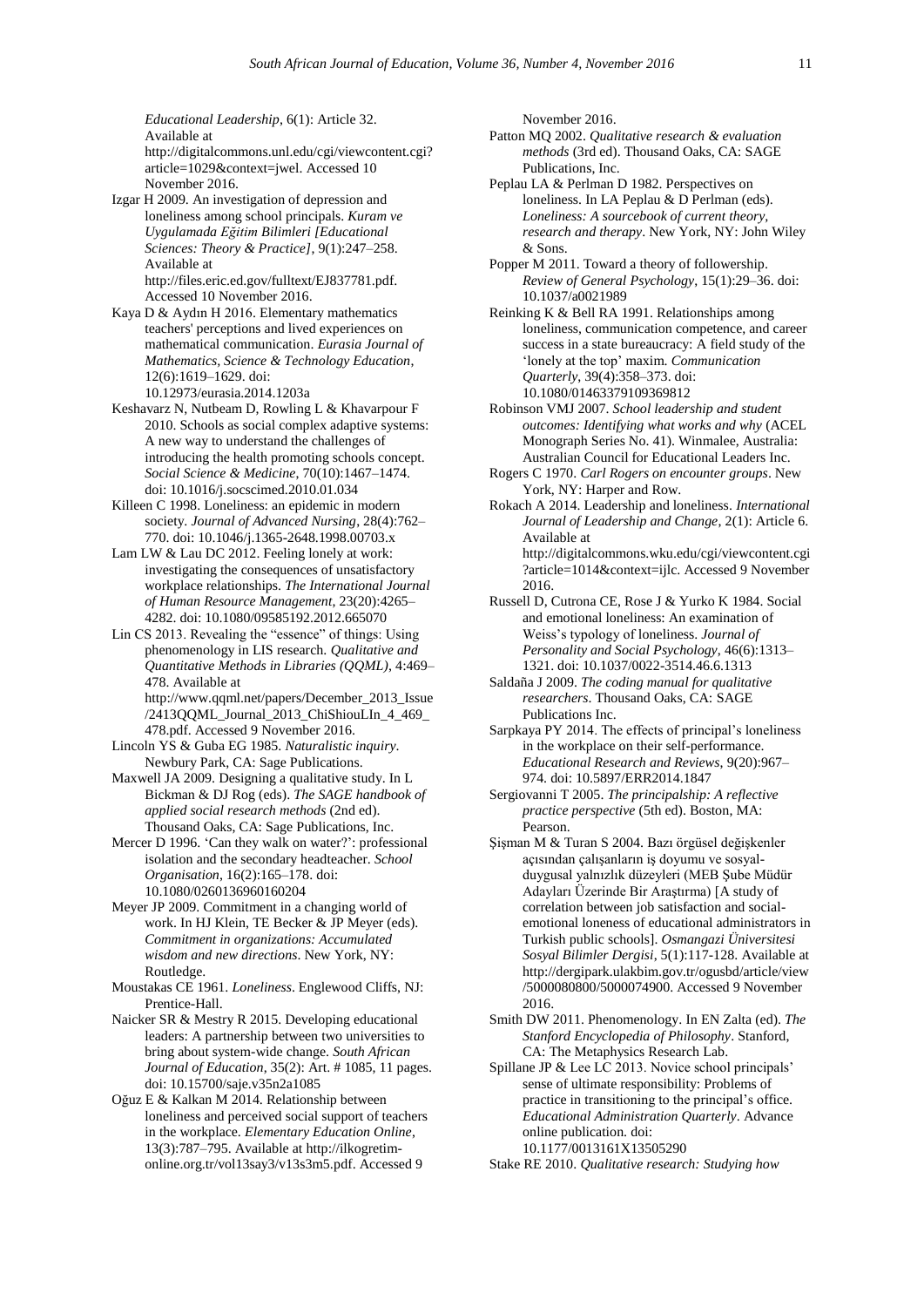*Educational Leadership*, 6(1): Article 32. Available at http://digitalcommons.unl.edu/cgi/viewcontent.cgi?article=1029&context=jwel. Accessed 10 November 2016.

Izgar H 2009. An investigation of depression and loneliness among school principals. *Kuram ve Uygulamada Eğitim Bilimleri [Educational Sciences: Theory & Practice]*, 9(1):247–258. Available at http://files.eric.ed.gov/fulltext/EJ837781.pdf. Accessed 10 November 2016.

Kaya D & Aydın H 2016. Elementary mathematics teachers' perceptions and lived experiences on mathematical communication. *Eurasia Journal of Mathematics, Science & Technology Education*, 12(6):1619–1629. doi: 10.12973/eurasia.2014.1203a

Keshavarz N, Nutbeam D, Rowling L & Khavarpour F 2010. Schools as social complex adaptive systems: A new way to understand the challenges of introducing the health promoting schools concept. *Social Science & Medicine*, 70(10):1467–1474. doi: 10.1016/j.socscimed.2010.01.034

Killeen C 1998. Loneliness: an epidemic in modern society. *Journal of Advanced Nursing*, 28(4):762–770. doi: 10.1046/j.1365-2648.1998.00703.x

Lam LW & Lau DC 2012. Feeling lonely at work: investigating the consequences of unsatisfactory workplace relationships. *The International Journal of Human Resource Management*, 23(20):4265–4282. doi: 10.1080/09585192.2012.665070

Lin CS 2013. Revealing the "essence" of things: Using phenomenology in LIS research. *Qualitative and Quantitative Methods in Libraries (QQML)*, 4:469–478. Available at http://www.qqml.net/papers/December_2013_Issue/2413QQML_Journal_2013_ChiShiouLIn_4_469_478.pdf. Accessed 9 November 2016.

Lincoln YS & Guba EG 1985. *Naturalistic inquiry*. Newbury Park, CA: Sage Publications.

Maxwell JA 2009. Designing a qualitative study. In L Bickman & DJ Rog (eds). *The SAGE handbook of applied social research methods* (2nd ed). Thousand Oaks, CA: Sage Publications, Inc.

Mercer D 1996. 'Can they walk on water?': professional isolation and the secondary headteacher. *School Organisation*, 16(2):165–178. doi: 10.1080/0260136960160204

Meyer JP 2009. Commitment in a changing world of work. In HJ Klein, TE Becker & JP Meyer (eds). *Commitment in organizations: Accumulated wisdom and new directions*. New York, NY: Routledge.

Moustakas CE 1961. *Loneliness*. Englewood Cliffs, NJ: Prentice-Hall.

Naicker SR & Mestry R 2015. Developing educational leaders: A partnership between two universities to bring about system-wide change. *South African Journal of Education*, 35(2): Art. # 1085, 11 pages. doi: 10.15700/saje.v35n2a1085

Oğuz E & Kalkan M 2014. Relationship between loneliness and perceived social support of teachers in the workplace. *Elementary Education Online*, 13(3):787–795. Available at http://ilkogretim-online.org.tr/vol13say3/v13s3m5.pdf. Accessed 9 November 2016.

Patton MQ 2002. *Qualitative research & evaluation methods* (3rd ed). Thousand Oaks, CA: SAGE Publications, Inc.

Peplau LA & Perlman D 1982. Perspectives on loneliness. In LA Peplau & D Perlman (eds). *Loneliness: A sourcebook of current theory, research and therapy*. New York, NY: John Wiley & Sons.

Popper M 2011. Toward a theory of followership. *Review of General Psychology*, 15(1):29–36. doi: 10.1037/a0021989

Reinking K & Bell RA 1991. Relationships among loneliness, communication competence, and career success in a state bureaucracy: A field study of the 'lonely at the top' maxim. *Communication Quarterly*, 39(4):358–373. doi: 10.1080/01463379109369812

Robinson VMJ 2007. *School leadership and student outcomes: Identifying what works and why* (ACEL Monograph Series No. 41). Winmalee, Australia: Australian Council for Educational Leaders Inc.

Rogers C 1970. *Carl Rogers on encounter groups*. New York, NY: Harper and Row.

Rokach A 2014. Leadership and loneliness. *International Journal of Leadership and Change*, 2(1): Article 6. Available at http://digitalcommons.wku.edu/cgi/viewcontent.cgi?article=1014&context=ijlc. Accessed 9 November 2016.

Russell D, Cutrona CE, Rose J & Yurko K 1984. Social and emotional loneliness: An examination of Weiss's typology of loneliness. *Journal of Personality and Social Psychology*, 46(6):1313–1321. doi: 10.1037/0022-3514.46.6.1313

Saldaña J 2009. *The coding manual for qualitative researchers*. Thousand Oaks, CA: SAGE Publications Inc.

Sarpkaya PY 2014. The effects of principal's loneliness in the workplace on their self-performance. *Educational Research and Reviews*, 9(20):967–974. doi: 10.5897/ERR2014.1847

Sergiovanni T 2005. *The principalship: A reflective practice perspective* (5th ed). Boston, MA: Pearson.

Şişman M & Turan S 2004. Bazı örgüsel değişkenler açısından çalışanların iş doyumu ve sosyal-duygusal yalnızlık düzeyleri (MEB Şube Müdür Adayları Üzerinde Bir Araştırma) [A study of correlation between job satisfaction and social-emotional loneness of educational administrators in Turkish public schools]. *Osmangazi Üniversitesi Sosyal Bilimler Dergisi*, 5(1):117-128. Available at http://dergipark.ulakbim.gov.tr/ogusbd/article/view/5000080800/5000074900. Accessed 9 November 2016.

Smith DW 2011. Phenomenology. In EN Zalta (ed). *The Stanford Encyclopedia of Philosophy*. Stanford, CA: The Metaphysics Research Lab.

Spillane JP & Lee LC 2013. Novice school principals' sense of ultimate responsibility: Problems of practice in transitioning to the principal's office. *Educational Administration Quarterly*. Advance online publication. doi: 10.1177/0013161X13505290

Stake RE 2010. *Qualitative research: Studying how*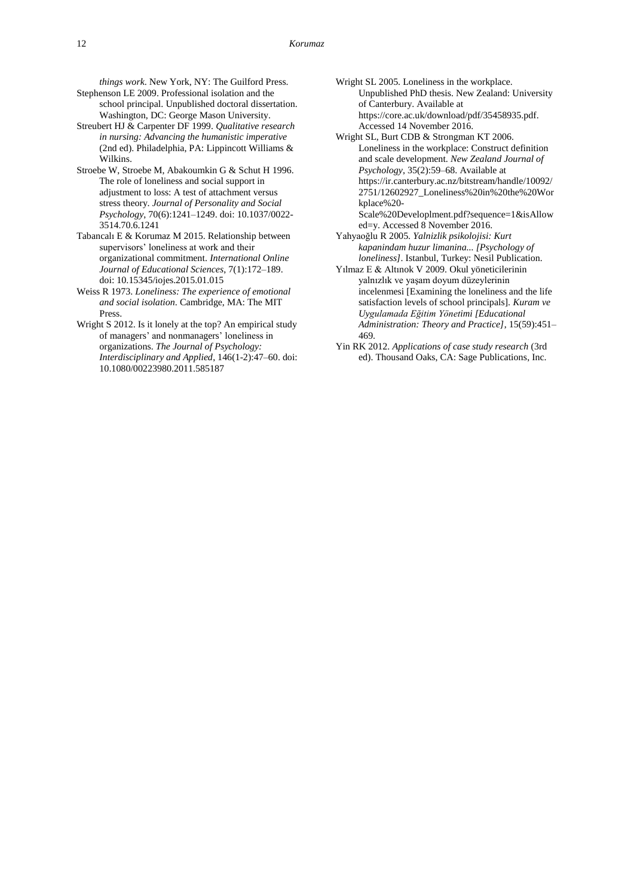*things work*. New York, NY: The Guilford Press.

Stephenson LE 2009. Professional isolation and the school principal. Unpublished doctoral dissertation. Washington, DC: George Mason University.

Streubert HJ & Carpenter DF 1999. *Qualitative research in nursing: Advancing the humanistic imperative* (2nd ed). Philadelphia, PA: Lippincott Williams & Wilkins.

Stroebe W, Stroebe M, Abakoumkin G & Schut H 1996. The role of loneliness and social support in adjustment to loss: A test of attachment versus stress theory. *Journal of Personality and Social Psychology*, 70(6):1241–1249. doi: 10.1037/0022-3514.70.6.1241

Tabancalı E & Korumaz M 2015. Relationship between supervisors' loneliness at work and their organizational commitment. *International Online Journal of Educational Sciences*, 7(1):172–189. doi: 10.15345/iojes.2015.01.015

Weiss R 1973. *Loneliness: The experience of emotional and social isolation*. Cambridge, MA: The MIT Press.

Wright S 2012. Is it lonely at the top? An empirical study of managers' and nonmanagers' loneliness in organizations. *The Journal of Psychology: Interdisciplinary and Applied*, 146(1-2):47–60. doi: 10.1080/00223980.2011.585187

Wright SL 2005. Loneliness in the workplace. Unpublished PhD thesis. New Zealand: University of Canterbury. Available at https://core.ac.uk/download/pdf/35458935.pdf. Accessed 14 November 2016.

Wright SL, Burt CDB & Strongman KT 2006. Loneliness in the workplace: Construct definition and scale development. *New Zealand Journal of Psychology*, 35(2):59–68. Available at https://ir.canterbury.ac.nz/bitstream/handle/10092/2751/12602927_Loneliness%20in%20the%20Workplace%20-Scale%20Developlment.pdf?sequence=1&isAllowed=y. Accessed 8 November 2016.

Yahyaoğlu R 2005. *Yalnizlik psikolojisi: Kurt kapanindam huzur limanina... [Psychology of loneliness]*. Istanbul, Turkey: Nesil Publication.

Yılmaz E & Altınok V 2009. Okul yöneticilerinin yalnızlık ve yaşam doyum düzeylerinin incelenmesi [Examining the loneliness and the life satisfaction levels of school principals]. *Kuram ve Uygulamada Eğitim Yönetimi [Educational Administration: Theory and Practice]*, 15(59):451–469.

Yin RK 2012. *Applications of case study research* (3rd ed). Thousand Oaks, CA: Sage Publications, Inc.